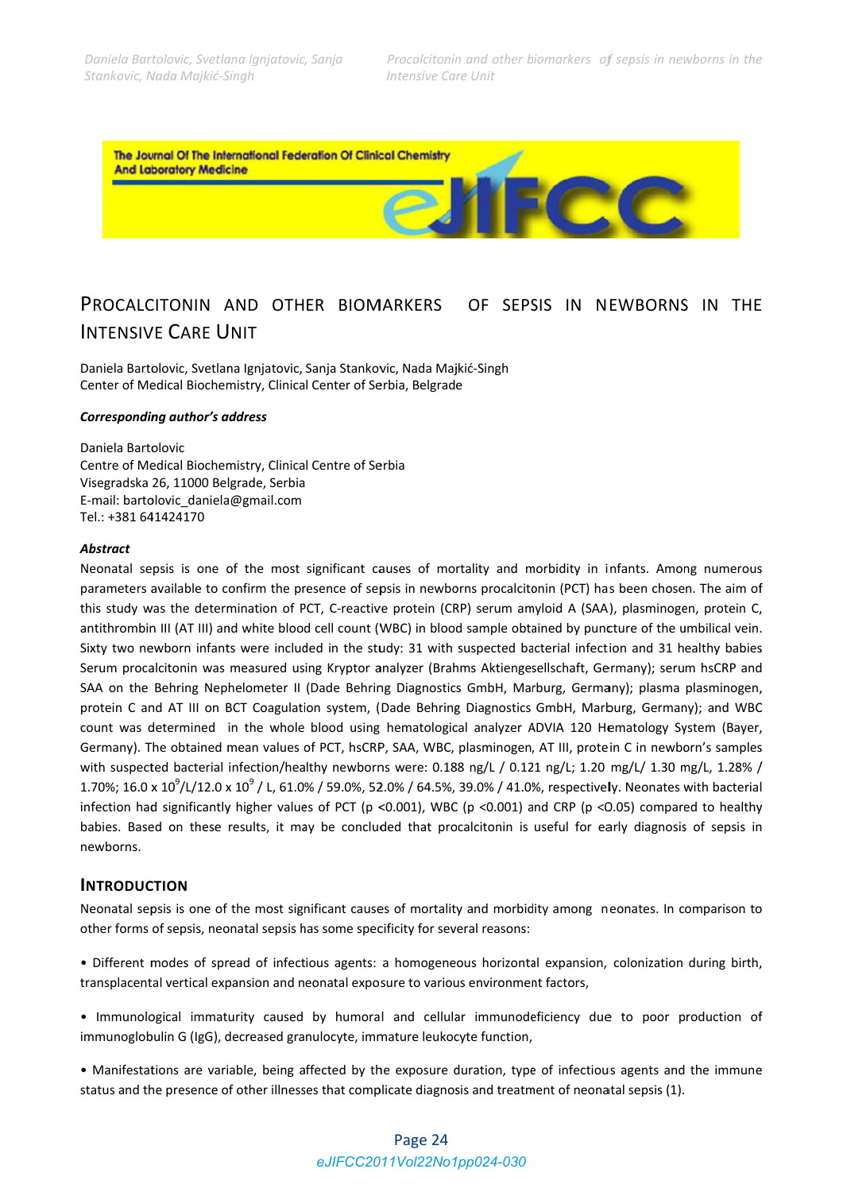# PROCALCITONIN AND OTHER BIOMARKERS OF SEPSIS IN NEWBORNS IN THE INTENSIVE CARE UNIT

Daniela Bartolovic, Svetlana Ignjatovic, Sanja Stankovic, Nada Majkić-Singh
Center of Medical Biochemistry, Clinical Center of Serbia, Belgrade

***Corresponding author's address***

Daniela Bartolovic
Centre of Medical Biochemistry, Clinical Centre of Serbia
Visegradska 26, 11000 Belgrade, Serbia
E-mail: bartolovic_daniela@gmail.com
Tel.: +381 641424170

***Abstract***

Neonatal sepsis is one of the most significant causes of mortality and morbidity in infants. Among numerous parameters available to confirm the presence of sepsis in newborns procalcitonin (PCT) has been chosen. The aim of this study was the determination of PCT, C-reactive protein (CRP) serum amyloid A (SAA), plasminogen, protein C, antithrombin III (AT III) and white blood cell count (WBC) in blood sample obtained by puncture of the umbilical vein. Sixty two newborn infants were included in the study: 31 with suspected bacterial infection and 31 healthy babies Serum procalcitonin was measured using Kryptor analyzer (Brahms Aktiengesellschaft, Germany); serum hsCRP and SAA on the Behring Nephelometer II (Dade Behring Diagnostics GmbH, Marburg, Germany); plasma plasminogen, protein C and AT III on BCT Coagulation system, (Dade Behring Diagnostics GmbH, Marburg, Germany); and WBC count was determined in the whole blood using hematological analyzer ADVIA 120 Hematology System (Bayer, Germany). The obtained mean values of PCT, hsCRP, SAA, WBC, plasminogen, AT III, protein C in newborn's samples with suspected bacterial infection/healthy newborns were: 0.188 ng/L / 0.121 ng/L; 1.20 mg/L/ 1.30 mg/L, 1.28% / 1.70%; 16.0 x $10^9$/L/12.0 x $10^9$ / L, 61.0% / 59.0%, 52.0% / 64.5%, 39.0% / 41.0%, respectively. Neonates with bacterial infection had significantly higher values of PCT ($p < 0.001$), WBC ($p < 0.001$) and CRP ($p < 0.05$) compared to healthy babies. Based on these results, it may be concluded that procalcitonin is useful for early diagnosis of sepsis in newborns.

## INTRODUCTION

Neonatal sepsis is one of the most significant causes of mortality and morbidity among neonates. In comparison to other forms of sepsis, neonatal sepsis has some specificity for several reasons:

- Different modes of spread of infectious agents: a homogeneous horizontal expansion, colonization during birth, transplacental vertical expansion and neonatal exposure to various environment factors,

- Immunological immaturity caused by humoral and cellular immunodeficiency due to poor production of immunoglobulin G (IgG), decreased granulocyte, immature leukocyte function,

- Manifestations are variable, being affected by the exposure duration, type of infectious agents and the immune status and the presence of other illnesses that complicate diagnosis and treatment of neonatal sepsis (1).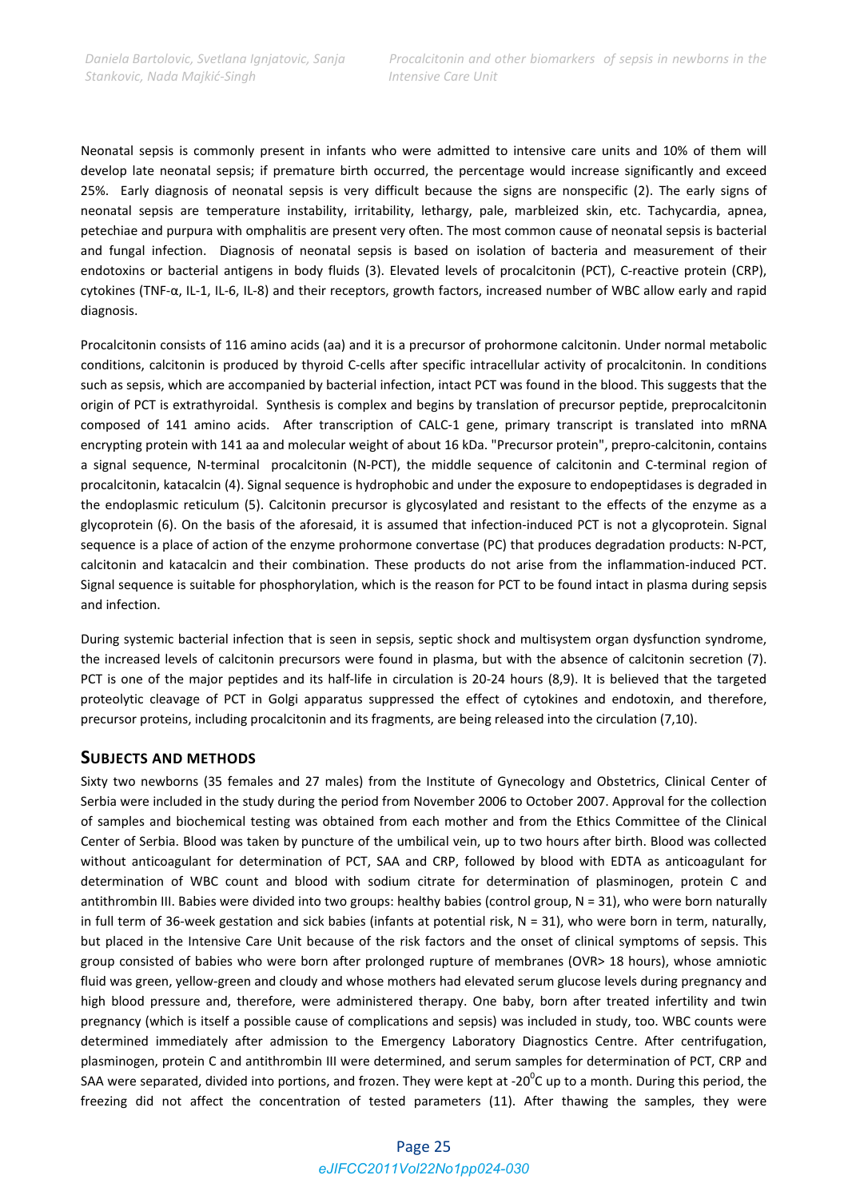Neonatal sepsis is commonly present in infants who were admitted to intensive care units and 10% of them will develop late neonatal sepsis; if premature birth occurred, the percentage would increase significantly and exceed 25%. Early diagnosis of neonatal sepsis is very difficult because the signs are nonspecific (2). The early signs of neonatal sepsis are temperature instability, irritability, lethargy, pale, marbleized skin, etc. Tachycardia, apnea, petechiae and purpura with omphalitis are present very often. The most common cause of neonatal sepsis is bacterial and fungal infection. Diagnosis of neonatal sepsis is based on isolation of bacteria and measurement of their endotoxins or bacterial antigens in body fluids (3). Elevated levels of procalcitonin (PCT), C-reactive protein (CRP), cytokines (TNF-α, IL-1, IL-6, IL-8) and their receptors, growth factors, increased number of WBC allow early and rapid diagnosis.

Procalcitonin consists of 116 amino acids (aa) and it is a precursor of prohormone calcitonin. Under normal metabolic conditions, calcitonin is produced by thyroid C-cells after specific intracellular activity of procalcitonin. In conditions such as sepsis, which are accompanied by bacterial infection, intact PCT was found in the blood. This suggests that the origin of PCT is extrathyroidal. Synthesis is complex and begins by translation of precursor peptide, preprocalcitonin composed of 141 amino acids. After transcription of CALC-1 gene, primary transcript is translated into mRNA encrypting protein with 141 aa and molecular weight of about 16 kDa. "Precursor protein", prepro-calcitonin, contains a signal sequence, N-terminal procalcitonin (N-PCT), the middle sequence of calcitonin and C-terminal region of procalcitonin, katacalcin (4). Signal sequence is hydrophobic and under the exposure to endopeptidases is degraded in the endoplasmic reticulum (5). Calcitonin precursor is glycosylated and resistant to the effects of the enzyme as a glycoprotein (6). On the basis of the aforesaid, it is assumed that infection-induced PCT is not a glycoprotein. Signal sequence is a place of action of the enzyme prohormone convertase (PC) that produces degradation products: N-PCT, calcitonin and katacalcin and their combination. These products do not arise from the inflammation-induced PCT. Signal sequence is suitable for phosphorylation, which is the reason for PCT to be found intact in plasma during sepsis and infection.

During systemic bacterial infection that is seen in sepsis, septic shock and multisystem organ dysfunction syndrome, the increased levels of calcitonin precursors were found in plasma, but with the absence of calcitonin secretion (7). PCT is one of the major peptides and its half-life in circulation is 20-24 hours (8,9). It is believed that the targeted proteolytic cleavage of PCT in Golgi apparatus suppressed the effect of cytokines and endotoxin, and therefore, precursor proteins, including procalcitonin and its fragments, are being released into the circulation (7,10).

## SUBJECTS AND METHODS

Sixty two newborns (35 females and 27 males) from the Institute of Gynecology and Obstetrics, Clinical Center of Serbia were included in the study during the period from November 2006 to October 2007. Approval for the collection of samples and biochemical testing was obtained from each mother and from the Ethics Committee of the Clinical Center of Serbia. Blood was taken by puncture of the umbilical vein, up to two hours after birth. Blood was collected without anticoagulant for determination of PCT, SAA and CRP, followed by blood with EDTA as anticoagulant for determination of WBC count and blood with sodium citrate for determination of plasminogen, protein C and antithrombin III. Babies were divided into two groups: healthy babies (control group, N = 31), who were born naturally in full term of 36-week gestation and sick babies (infants at potential risk, N = 31), who were born in term, naturally, but placed in the Intensive Care Unit because of the risk factors and the onset of clinical symptoms of sepsis. This group consisted of babies who were born after prolonged rupture of membranes (OVR> 18 hours), whose amniotic fluid was green, yellow-green and cloudy and whose mothers had elevated serum glucose levels during pregnancy and high blood pressure and, therefore, were administered therapy. One baby, born after treated infertility and twin pregnancy (which is itself a possible cause of complications and sepsis) was included in study, too. WBC counts were determined immediately after admission to the Emergency Laboratory Diagnostics Centre. After centrifugation, plasminogen, protein C and antithrombin III were determined, and serum samples for determination of PCT, CRP and SAA were separated, divided into portions, and frozen. They were kept at -20$^0$C up to a month. During this period, the freezing did not affect the concentration of tested parameters (11). After thawing the samples, they were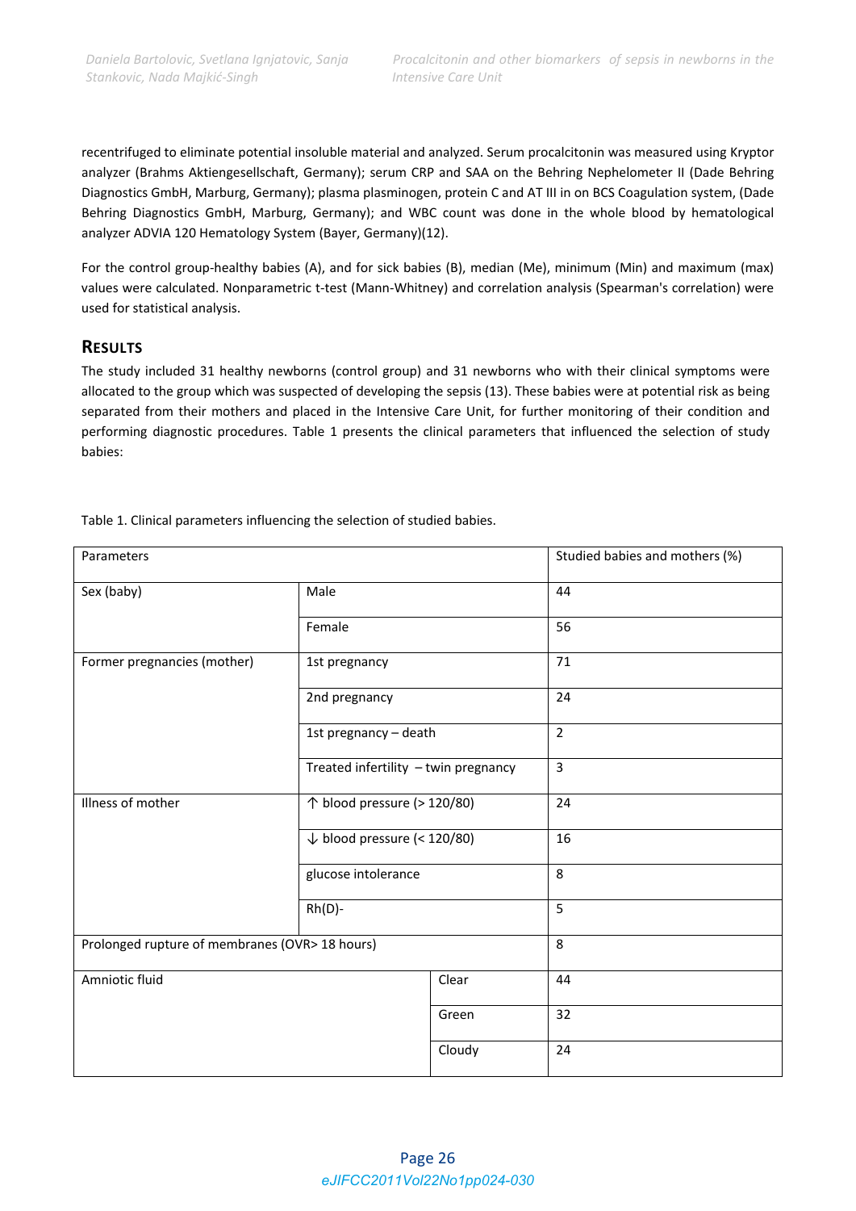recentrifuged to eliminate potential insoluble material and analyzed. Serum procalcitonin was measured using Kryptor analyzer (Brahms Aktiengesellschaft, Germany); serum CRP and SAA on the Behring Nephelometer II (Dade Behring Diagnostics GmbH, Marburg, Germany); plasma plasminogen, protein C and AT III in on BCS Coagulation system, (Dade Behring Diagnostics GmbH, Marburg, Germany); and WBC count was done in the whole blood by hematological analyzer ADVIA 120 Hematology System (Bayer, Germany)(12).

For the control group-healthy babies (A), and for sick babies (B), median (Me), minimum (Min) and maximum (max) values were calculated. Nonparametric t-test (Mann-Whitney) and correlation analysis (Spearman's correlation) were used for statistical analysis.

## RESULTS

The study included 31 healthy newborns (control group) and 31 newborns who with their clinical symptoms were allocated to the group which was suspected of developing the sepsis (13). These babies were at potential risk as being separated from their mothers and placed in the Intensive Care Unit, for further monitoring of their condition and performing diagnostic procedures. Table 1 presents the clinical parameters that influenced the selection of study babies:

Table 1. Clinical parameters influencing the selection of studied babies.

| Parameters | | Studied babies and mothers (%) |
|---|---|---|
| Sex (baby) | Male | 44 |
| | Female | 56 |
| Former pregnancies (mother) | 1st pregnancy | 71 |
| | 2nd pregnancy | 24 |
| | 1st pregnancy – death | 2 |
| | Treated infertility – twin pregnancy | 3 |
| Illness of mother | ↑ blood pressure (> 120/80) | 24 |
| | ↓ blood pressure (< 120/80) | 16 |
| | glucose intolerance | 8 |
| | Rh(D)- | 5 |
| Prolonged rupture of membranes (OVR> 18 hours) | | 8 |
| Amniotic fluid | Clear | 44 |
| | Green | 32 |
| | Cloudy | 24 |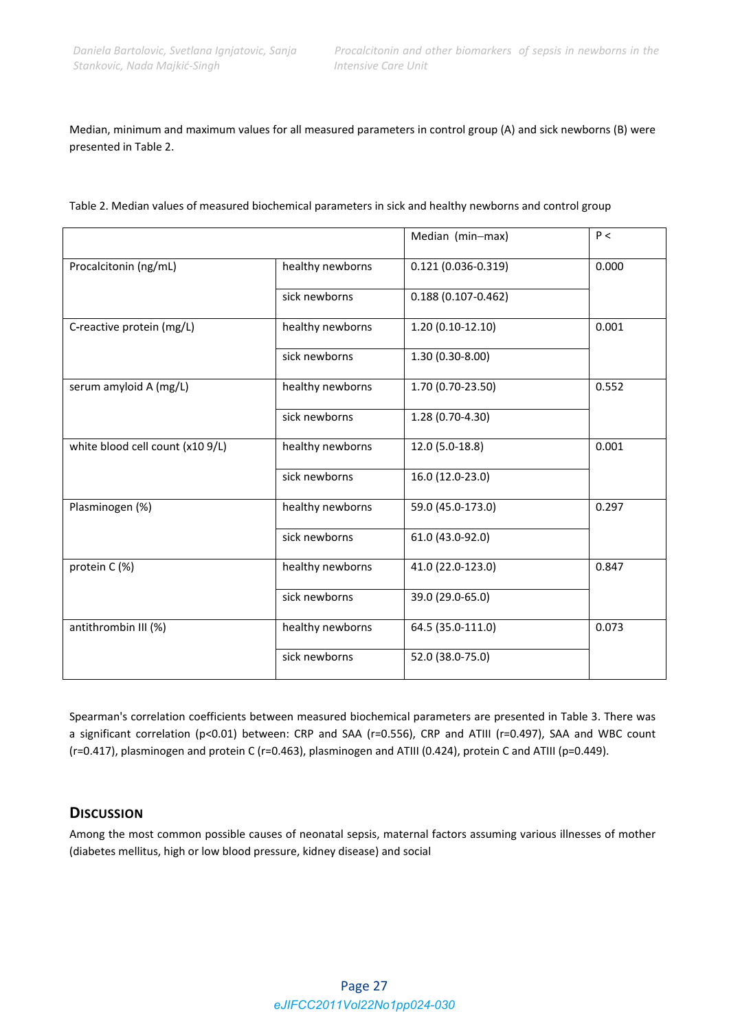Median, minimum and maximum values for all measured parameters in control group (A) and sick newborns (B) were presented in Table 2.

Table 2. Median values of measured biochemical parameters in sick and healthy newborns and control group

| | | Median (min–max) | P < |
|---|---|---|---|
| Procalcitonin (ng/mL) | healthy newborns | 0.121 (0.036-0.319) | 0.000 |
| | sick newborns | 0.188 (0.107-0.462) | |
| C-reactive protein (mg/L) | healthy newborns | 1.20 (0.10-12.10) | 0.001 |
| | sick newborns | 1.30 (0.30-8.00) | |
| serum amyloid A (mg/L) | healthy newborns | 1.70 (0.70-23.50) | 0.552 |
| | sick newborns | 1.28 (0.70-4.30) | |
| white blood cell count (x10 9/L) | healthy newborns | 12.0 (5.0-18.8) | 0.001 |
| | sick newborns | 16.0 (12.0-23.0) | |
| Plasminogen (%) | healthy newborns | 59.0 (45.0-173.0) | 0.297 |
| | sick newborns | 61.0 (43.0-92.0) | |
| protein C (%) | healthy newborns | 41.0 (22.0-123.0) | 0.847 |
| | sick newborns | 39.0 (29.0-65.0) | |
| antithrombin III (%) | healthy newborns | 64.5 (35.0-111.0) | 0.073 |
| | sick newborns | 52.0 (38.0-75.0) | |

Spearman's correlation coefficients between measured biochemical parameters are presented in Table 3. There was a significant correlation ($p<0.01$) between: CRP and SAA ($r=0.556$), CRP and ATIII ($r=0.497$), SAA and WBC count ($r=0.417$), plasminogen and protein C ($r=0.463$), plasminogen and ATIII (0.424), protein C and ATIII ($p=0.449$).

## Discussion

Among the most common possible causes of neonatal sepsis, maternal factors assuming various illnesses of mother (diabetes mellitus, high or low blood pressure, kidney disease) and social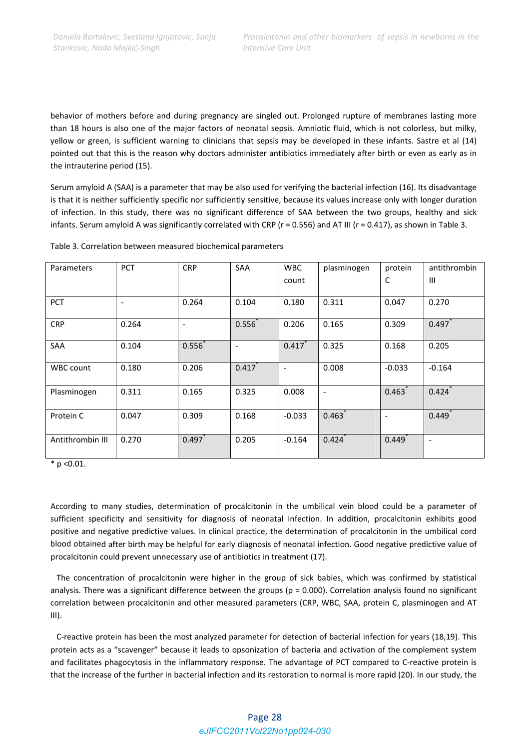behavior of mothers before and during pregnancy are singled out. Prolonged rupture of membranes lasting more than 18 hours is also one of the major factors of neonatal sepsis. Amniotic fluid, which is not colorless, but milky, yellow or green, is sufficient warning to clinicians that sepsis may be developed in these infants. Sastre et al (14) pointed out that this is the reason why doctors administer antibiotics immediately after birth or even as early as in the intrauterine period (15).

Serum amyloid A (SAA) is a parameter that may be also used for verifying the bacterial infection (16). Its disadvantage is that it is neither sufficiently specific nor sufficiently sensitive, because its values increase only with longer duration of infection. In this study, there was no significant difference of SAA between the two groups, healthy and sick infants. Serum amyloid A was significantly correlated with CRP (r = 0.556) and AT III (r = 0.417), as shown in Table 3.

Table 3. Correlation between measured biochemical parameters

| Parameters | PCT | CRP | SAA | WBC count | plasminogen | protein C | antithrombin III |
|---|---|---|---|---|---|---|---|
| PCT | - | 0.264 | 0.104 | 0.180 | 0.311 | 0.047 | 0.270 |
| CRP | 0.264 | - | 0.556* | 0.206 | 0.165 | 0.309 | 0.497* |
| SAA | 0.104 | 0.556* | - | 0.417* | 0.325 | 0.168 | 0.205 |
| WBC count | 0.180 | 0.206 | 0.417* | - | 0.008 | -0.033 | -0.164 |
| Plasminogen | 0.311 | 0.165 | 0.325 | 0.008 | - | 0.463* | 0.424* |
| Protein C | 0.047 | 0.309 | 0.168 | -0.033 | 0.463* | - | 0.449* |
| Antithrombin III | 0.270 | 0.497* | 0.205 | -0.164 | 0.424* | 0.449* | - |

* p <0.01.

According to many studies, determination of procalcitonin in the umbilical vein blood could be a parameter of sufficient specificity and sensitivity for diagnosis of neonatal infection. In addition, procalcitonin exhibits good positive and negative predictive values. In clinical practice, the determination of procalcitonin in the umbilical cord blood obtained after birth may be helpful for early diagnosis of neonatal infection. Good negative predictive value of procalcitonin could prevent unnecessary use of antibiotics in treatment (17).

The concentration of procalcitonin were higher in the group of sick babies, which was confirmed by statistical analysis. There was a significant difference between the groups (p = 0.000). Correlation analysis found no significant correlation between procalcitonin and other measured parameters (CRP, WBC, SAA, protein C, plasminogen and AT III).

C-reactive protein has been the most analyzed parameter for detection of bacterial infection for years (18,19). This protein acts as a "scavenger" because it leads to opsonization of bacteria and activation of the complement system and facilitates phagocytosis in the inflammatory response. The advantage of PCT compared to C-reactive protein is that the increase of the further in bacterial infection and its restoration to normal is more rapid (20). In our study, the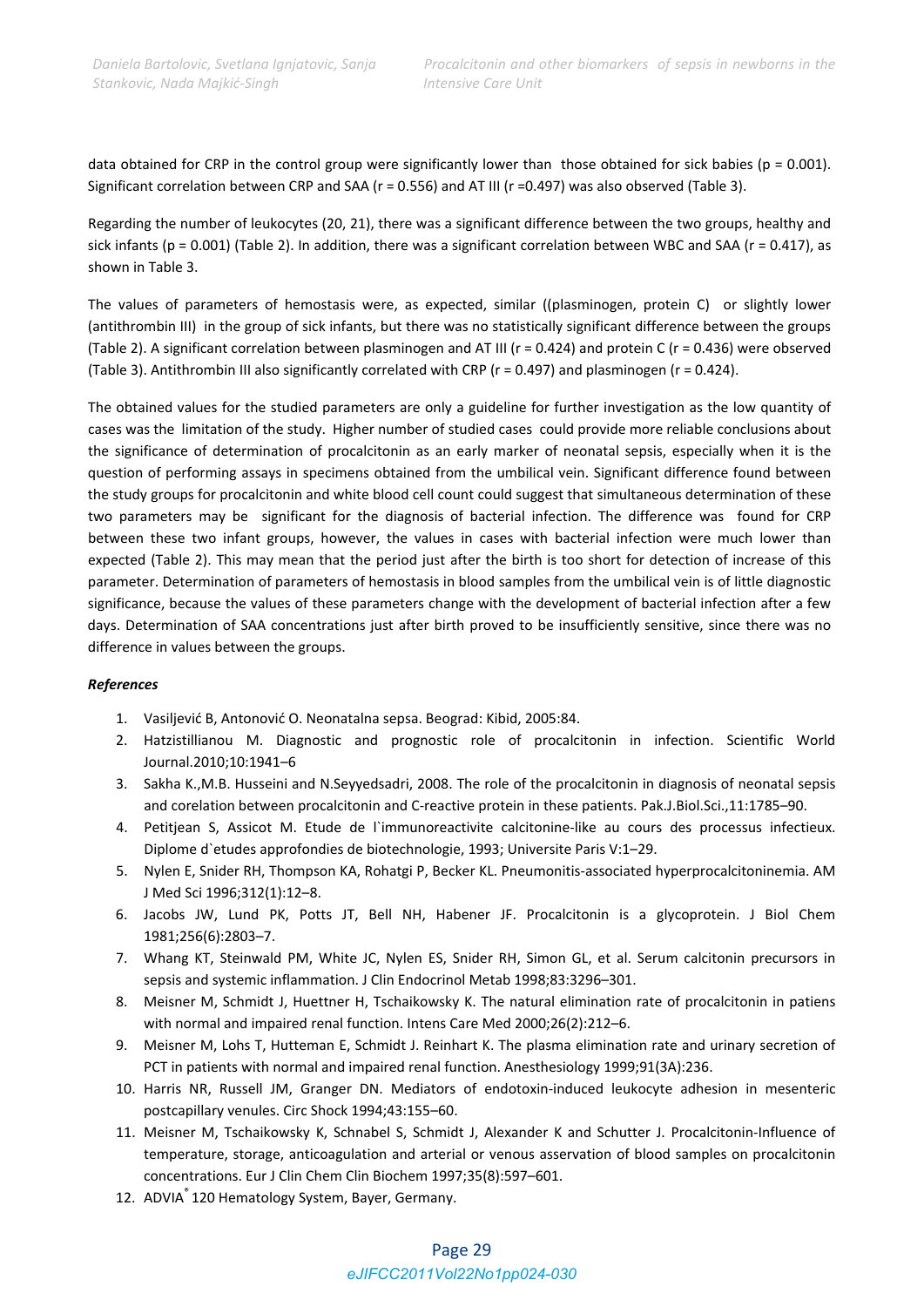data obtained for CRP in the control group were significantly lower than those obtained for sick babies ($p = 0.001$). Significant correlation between CRP and SAA ($r = 0.556$) and AT III ($r = 0.497$) was also observed (Table 3).

Regarding the number of leukocytes (20, 21), there was a significant difference between the two groups, healthy and sick infants ($p = 0.001$) (Table 2). In addition, there was a significant correlation between WBC and SAA ($r = 0.417$), as shown in Table 3.

The values of parameters of hemostasis were, as expected, similar ((plasminogen, protein C) or slightly lower (antithrombin III) in the group of sick infants, but there was no statistically significant difference between the groups (Table 2). A significant correlation between plasminogen and AT III ($r = 0.424$) and protein C ($r = 0.436$) were observed (Table 3). Antithrombin III also significantly correlated with CRP ($r = 0.497$) and plasminogen ($r = 0.424$).

The obtained values for the studied parameters are only a guideline for further investigation as the low quantity of cases was the limitation of the study. Higher number of studied cases could provide more reliable conclusions about the significance of determination of procalcitonin as an early marker of neonatal sepsis, especially when it is the question of performing assays in specimens obtained from the umbilical vein. Significant difference found between the study groups for procalcitonin and white blood cell count could suggest that simultaneous determination of these two parameters may be significant for the diagnosis of bacterial infection. The difference was found for CRP between these two infant groups, however, the values in cases with bacterial infection were much lower than expected (Table 2). This may mean that the period just after the birth is too short for detection of increase of this parameter. Determination of parameters of hemostasis in blood samples from the umbilical vein is of little diagnostic significance, because the values of these parameters change with the development of bacterial infection after a few days. Determination of SAA concentrations just after birth proved to be insufficiently sensitive, since there was no difference in values between the groups.

***References***

1. Vasiljević B, Antonović O. Neonatalna sepsa. Beograd: Kibid, 2005:84.
2. Hatzistillianou M. Diagnostic and prognostic role of procalcitonin in infection. Scientific World Journal.2010;10:1941–6
3. Sakha K.,M.B. Husseini and N.Seyyedsadri, 2008. The role of the procalcitonin in diagnosis of neonatal sepsis and corelation between procalcitonin and C-reactive protein in these patients. Pak.J.Biol.Sci.,11:1785–90.
4. Petitjean S, Assicot M. Etude de l`immunoreactivite calcitonine-like au cours des processus infectieux. Diplome d`etudes approfondies de biotechnologie, 1993; Universite Paris V:1–29.
5. Nylen E, Snider RH, Thompson KA, Rohatgi P, Becker KL. Pneumonitis-associated hyperprocalcitoninemia. AM J Med Sci 1996;312(1):12–8.
6. Jacobs JW, Lund PK, Potts JT, Bell NH, Habener JF. Procalcitonin is a glycoprotein. J Biol Chem 1981;256(6):2803–7.
7. Whang KT, Steinwald PM, White JC, Nylen ES, Snider RH, Simon GL, et al. Serum calcitonin precursors in sepsis and systemic inflammation. J Clin Endocrinol Metab 1998;83:3296–301.
8. Meisner M, Schmidt J, Huettner H, Tschaikowsky K. The natural elimination rate of procalcitonin in patiens with normal and impaired renal function. Intens Care Med 2000;26(2):212–6.
9. Meisner M, Lohs T, Hutteman E, Schmidt J. Reinhart K. The plasma elimination rate and urinary secretion of PCT in patients with normal and impaired renal function. Anesthesiology 1999;91(3A):236.
10. Harris NR, Russell JM, Granger DN. Mediators of endotoxin-induced leukocyte adhesion in mesenteric postcapillary venules. Circ Shock 1994;43:155–60.
11. Meisner M, Tschaikowsky K, Schnabel S, Schmidt J, Alexander K and Schutter J. Procalcitonin-Influence of temperature, storage, anticoagulation and arterial or venous asservation of blood samples on procalcitonin concentrations. Eur J Clin Chem Clin Biochem 1997;35(8):597–601.
12. ADVIA® 120 Hematology System, Bayer, Germany.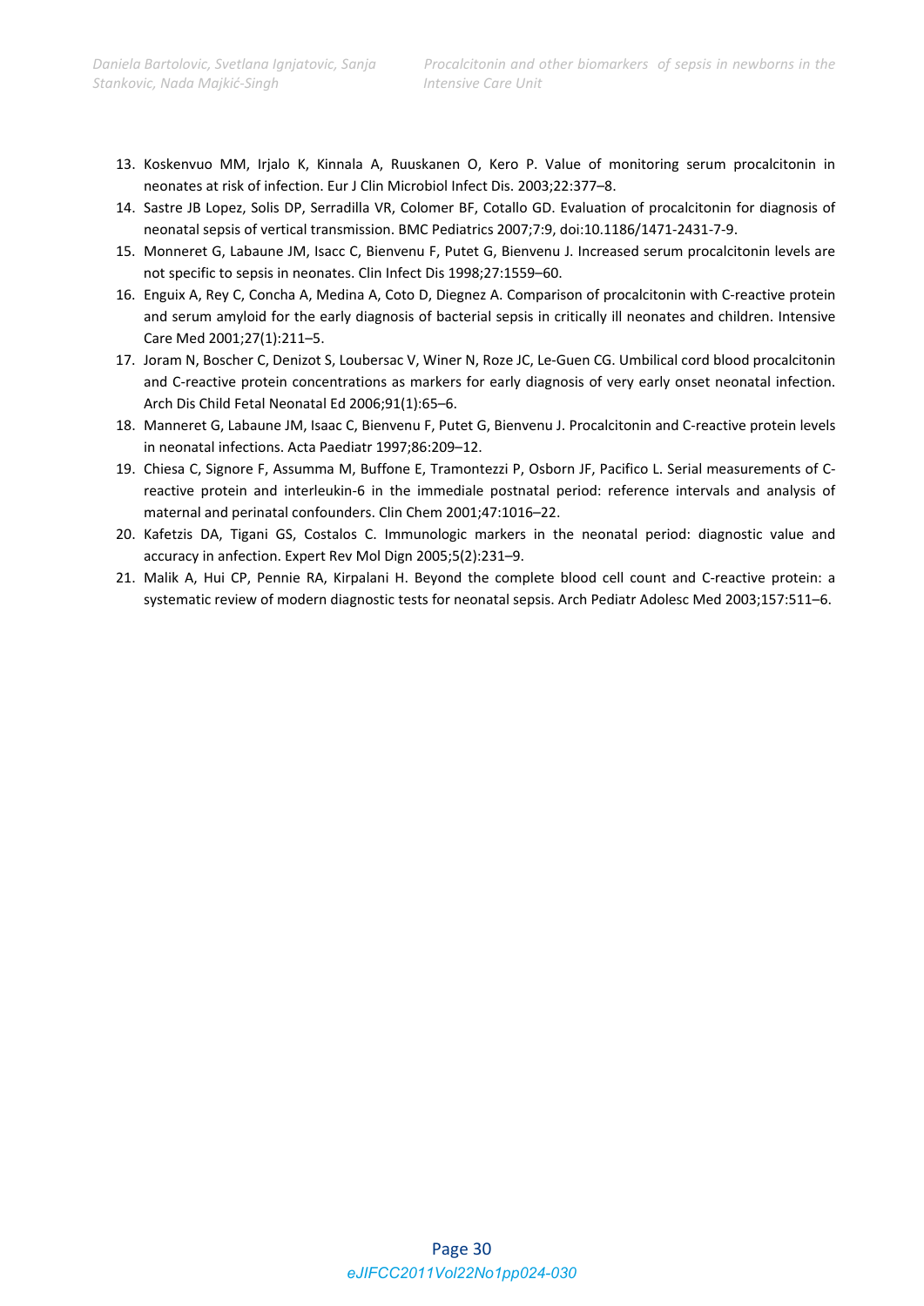13. Koskenvuo MM, Irjalo K, Kinnala A, Ruuskanen O, Kero P. Value of monitoring serum procalcitonin in neonates at risk of infection. Eur J Clin Microbiol Infect Dis. 2003;22:377–8.
14. Sastre JB Lopez, Solis DP, Serradilla VR, Colomer BF, Cotallo GD. Evaluation of procalcitonin for diagnosis of neonatal sepsis of vertical transmission. BMC Pediatrics 2007;7:9, doi:10.1186/1471-2431-7-9.
15. Monneret G, Labaune JM, Isacc C, Bienvenu F, Putet G, Bienvenu J. Increased serum procalcitonin levels are not specific to sepsis in neonates. Clin Infect Dis 1998;27:1559–60.
16. Enguix A, Rey C, Concha A, Medina A, Coto D, Diegnez A. Comparison of procalcitonin with C-reactive protein and serum amyloid for the early diagnosis of bacterial sepsis in critically ill neonates and children. Intensive Care Med 2001;27(1):211–5.
17. Joram N, Boscher C, Denizot S, Loubersac V, Winer N, Roze JC, Le-Guen CG. Umbilical cord blood procalcitonin and C-reactive protein concentrations as markers for early diagnosis of very early onset neonatal infection. Arch Dis Child Fetal Neonatal Ed 2006;91(1):65–6.
18. Manneret G, Labaune JM, Isaac C, Bienvenu F, Putet G, Bienvenu J. Procalcitonin and C-reactive protein levels in neonatal infections. Acta Paediatr 1997;86:209–12.
19. Chiesa C, Signore F, Assumma M, Buffone E, Tramontezzi P, Osborn JF, Pacifico L. Serial measurements of C-reactive protein and interleukin-6 in the immediale postnatal period: reference intervals and analysis of maternal and perinatal confounders. Clin Chem 2001;47:1016–22.
20. Kafetzis DA, Tigani GS, Costalos C. Immunologic markers in the neonatal period: diagnostic value and accuracy in anfection. Expert Rev Mol Dign 2005;5(2):231–9.
21. Malik A, Hui CP, Pennie RA, Kirpalani H. Beyond the complete blood cell count and C-reactive protein: a systematic review of modern diagnostic tests for neonatal sepsis. Arch Pediatr Adolesc Med 2003;157:511–6.